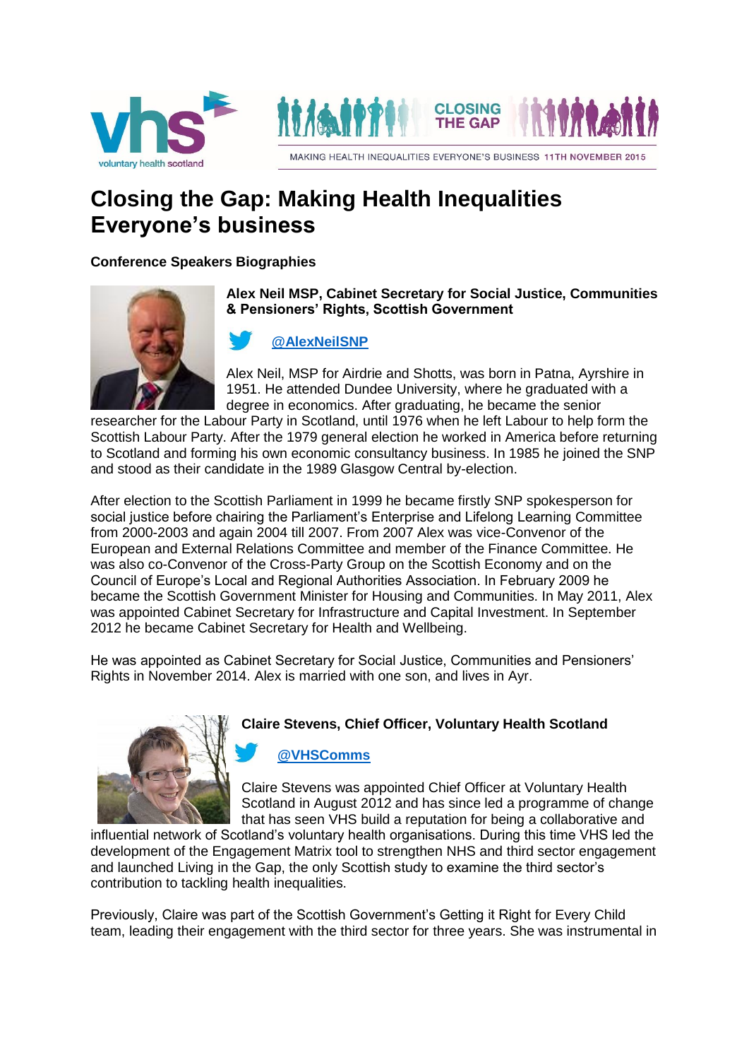# Closing the Gap: Making Health Inequalities Everyone's business

**Conference Speakers Biographies**

**Alex Neil MSP, Cabinet Secretary for Social Justice, Communities & Pensioners' Rights, Scottish Government**

**@AlexNeilSNP**

Alex Neil, MSP for Airdrie and Shotts, was born in Patna, Ayrshire in 1951. He attended Dundee University, where he graduated with a degree in economics. After graduating, he became the senior researcher for the Labour Party in Scotland, until 1976 when he left Labour to help form the Scottish Labour Party. After the 1979 general election he worked in America before returning to Scotland and forming his own economic consultancy business. In 1985 he joined the SNP and stood as their candidate in the 1989 Glasgow Central by-election.

After election to the Scottish Parliament in 1999 he became firstly SNP spokesperson for social justice before chairing the Parliament's Enterprise and Lifelong Learning Committee from 2000-2003 and again 2004 till 2007. From 2007 Alex was vice-Convenor of the European and External Relations Committee and member of the Finance Committee. He was also co-Convenor of the Cross-Party Group on the Scottish Economy and on the Council of Europe's Local and Regional Authorities Association. In February 2009 he became the Scottish Government Minister for Housing and Communities. In May 2011, Alex was appointed Cabinet Secretary for Infrastructure and Capital Investment. In September 2012 he became Cabinet Secretary for Health and Wellbeing.

He was appointed as Cabinet Secretary for Social Justice, Communities and Pensioners' Rights in November 2014. Alex is married with one son, and lives in Ayr.

**Claire Stevens, Chief Officer, Voluntary Health Scotland**

**@VHSComms**

Claire Stevens was appointed Chief Officer at Voluntary Health Scotland in August 2012 and has since led a programme of change that has seen VHS build a reputation for being a collaborative and influential network of Scotland's voluntary health organisations. During this time VHS led the development of the Engagement Matrix tool to strengthen NHS and third sector engagement and launched Living in the Gap, the only Scottish study to examine the third sector's contribution to tackling health inequalities.

Previously, Claire was part of the Scottish Government's Getting it Right for Every Child team, leading their engagement with the third sector for three years. She was instrumental in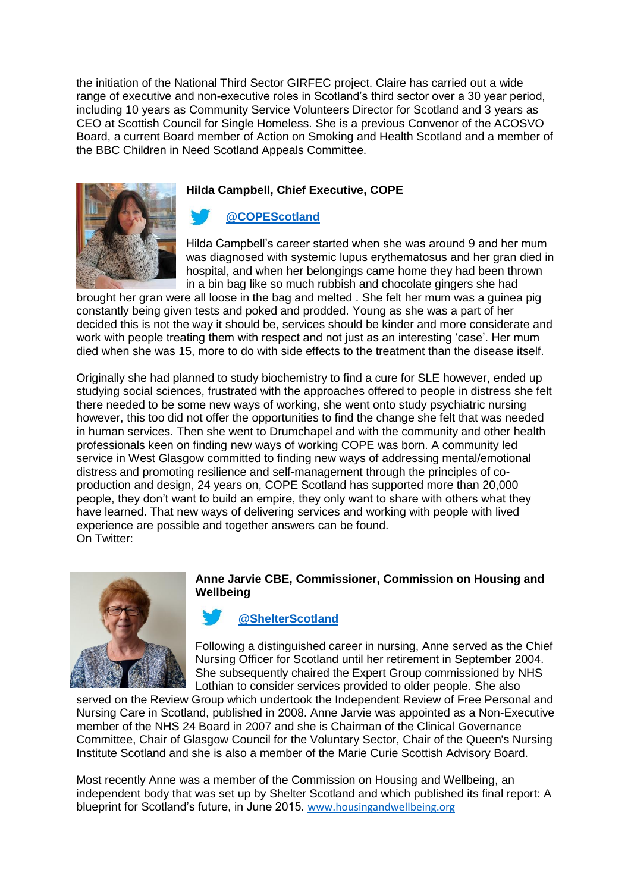the initiation of the National Third Sector GIRFEC project. Claire has carried out a wide range of executive and non-executive roles in Scotland's third sector over a 30 year period, including 10 years as Community Service Volunteers Director for Scotland and 3 years as CEO at Scottish Council for Single Homeless. She is a previous Convenor of the ACOSVO Board, a current Board member of Action on Smoking and Health Scotland and a member of the BBC Children in Need Scotland Appeals Committee.

**Hilda Campbell, Chief Executive, COPE**

**@COPEScotland**

Hilda Campbell's career started when she was around 9 and her mum was diagnosed with systemic lupus erythematosus and her gran died in hospital, and when her belongings came home they had been thrown in a bin bag like so much rubbish and chocolate gingers she had brought her gran were all loose in the bag and melted . She felt her mum was a guinea pig constantly being given tests and poked and prodded. Young as she was a part of her decided this is not the way it should be, services should be kinder and more considerate and work with people treating them with respect and not just as an interesting 'case'. Her mum died when she was 15, more to do with side effects to the treatment than the disease itself.

Originally she had planned to study biochemistry to find a cure for SLE however, ended up studying social sciences, frustrated with the approaches offered to people in distress she felt there needed to be some new ways of working, she went onto study psychiatric nursing however, this too did not offer the opportunities to find the change she felt that was needed in human services. Then she went to Drumchapel and with the community and other health professionals keen on finding new ways of working COPE was born. A community led service in West Glasgow committed to finding new ways of addressing mental/emotional distress and promoting resilience and self-management through the principles of co-production and design, 24 years on, COPE Scotland has supported more than 20,000 people, they don't want to build an empire, they only want to share with others what they have learned. That new ways of delivering services and working with people with lived experience are possible and together answers can be found.
On Twitter:

**Anne Jarvie CBE, Commissioner, Commission on Housing and Wellbeing**

**@ShelterScotland**

Following a distinguished career in nursing, Anne served as the Chief Nursing Officer for Scotland until her retirement in September 2004. She subsequently chaired the Expert Group commissioned by NHS Lothian to consider services provided to older people. She also served on the Review Group which undertook the Independent Review of Free Personal and Nursing Care in Scotland, published in 2008. Anne Jarvie was appointed as a Non-Executive member of the NHS 24 Board in 2007 and she is Chairman of the Clinical Governance Committee, Chair of Glasgow Council for the Voluntary Sector, Chair of the Queen's Nursing Institute Scotland and she is also a member of the Marie Curie Scottish Advisory Board.

Most recently Anne was a member of the Commission on Housing and Wellbeing, an independent body that was set up by Shelter Scotland and which published its final report: A blueprint for Scotland's future, in June 2015. www.housingandwellbeing.org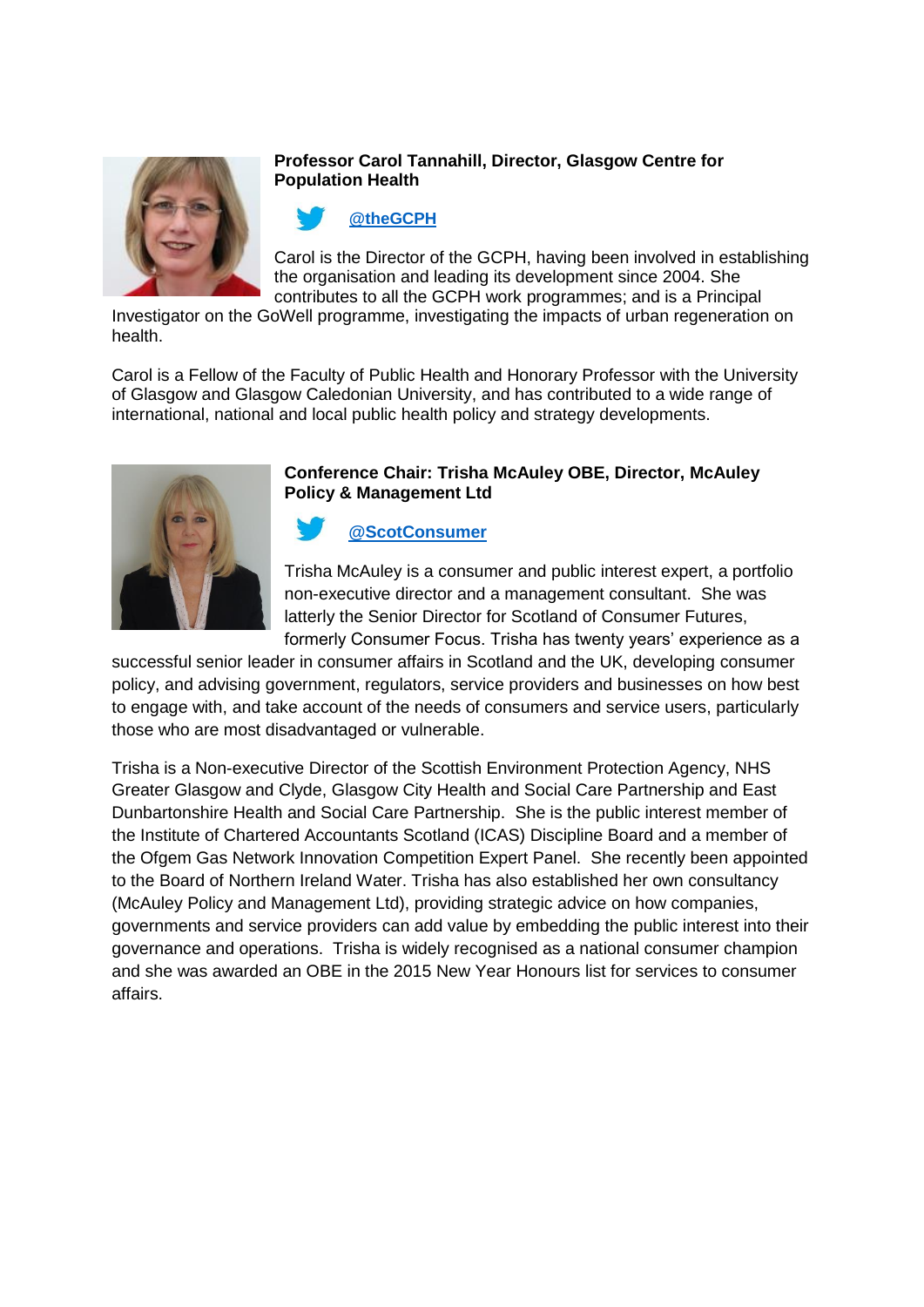**Professor Carol Tannahill, Director, Glasgow Centre for Population Health**

@theGCPH

Carol is the Director of the GCPH, having been involved in establishing the organisation and leading its development since 2004. She contributes to all the GCPH work programmes; and is a Principal Investigator on the GoWell programme, investigating the impacts of urban regeneration on health.

Carol is a Fellow of the Faculty of Public Health and Honorary Professor with the University of Glasgow and Glasgow Caledonian University, and has contributed to a wide range of international, national and local public health policy and strategy developments.

**Conference Chair: Trisha McAuley OBE, Director, McAuley Policy & Management Ltd**

@ScotConsumer

Trisha McAuley is a consumer and public interest expert, a portfolio non-executive director and a management consultant. She was latterly the Senior Director for Scotland of Consumer Futures, formerly Consumer Focus. Trisha has twenty years' experience as a successful senior leader in consumer affairs in Scotland and the UK, developing consumer policy, and advising government, regulators, service providers and businesses on how best to engage with, and take account of the needs of consumers and service users, particularly those who are most disadvantaged or vulnerable.

Trisha is a Non-executive Director of the Scottish Environment Protection Agency, NHS Greater Glasgow and Clyde, Glasgow City Health and Social Care Partnership and East Dunbartonshire Health and Social Care Partnership. She is the public interest member of the Institute of Chartered Accountants Scotland (ICAS) Discipline Board and a member of the Ofgem Gas Network Innovation Competition Expert Panel. She recently been appointed to the Board of Northern Ireland Water. Trisha has also established her own consultancy (McAuley Policy and Management Ltd), providing strategic advice on how companies, governments and service providers can add value by embedding the public interest into their governance and operations. Trisha is widely recognised as a national consumer champion and she was awarded an OBE in the 2015 New Year Honours list for services to consumer affairs.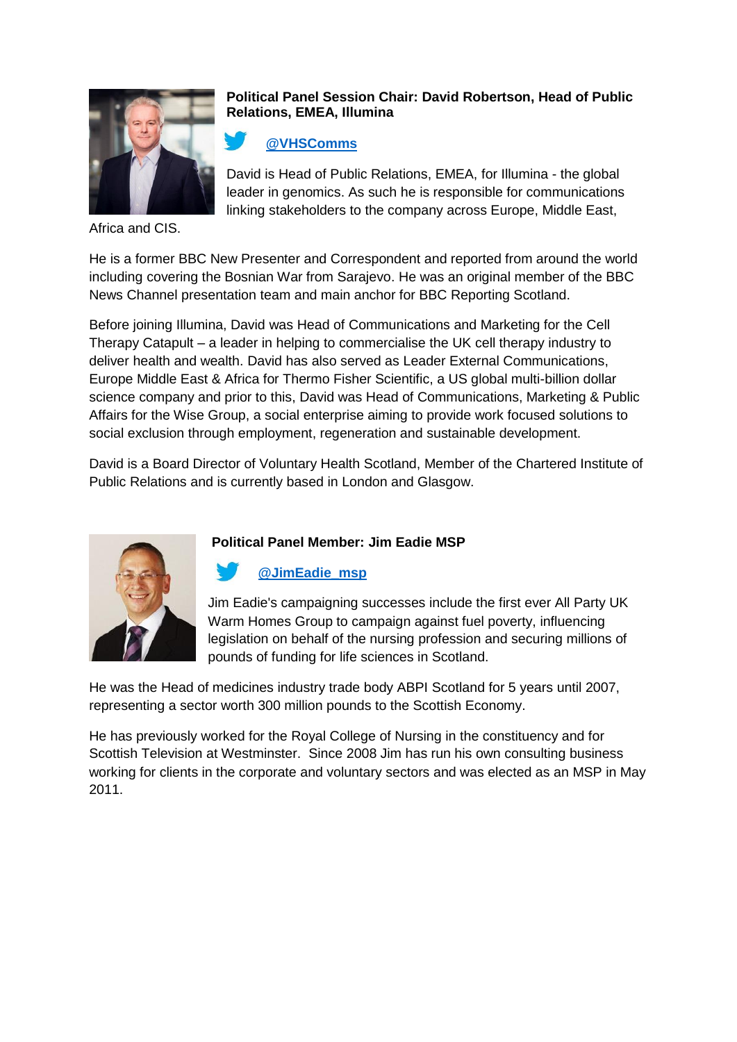**Political Panel Session Chair: David Robertson, Head of Public Relations, EMEA, Illumina**

@VHSComms

David is Head of Public Relations, EMEA, for Illumina - the global leader in genomics. As such he is responsible for communications linking stakeholders to the company across Europe, Middle East, Africa and CIS.

He is a former BBC New Presenter and Correspondent and reported from around the world including covering the Bosnian War from Sarajevo. He was an original member of the BBC News Channel presentation team and main anchor for BBC Reporting Scotland.

Before joining Illumina, David was Head of Communications and Marketing for the Cell Therapy Catapult – a leader in helping to commercialise the UK cell therapy industry to deliver health and wealth. David has also served as Leader External Communications, Europe Middle East & Africa for Thermo Fisher Scientific, a US global multi-billion dollar science company and prior to this, David was Head of Communications, Marketing & Public Affairs for the Wise Group, a social enterprise aiming to provide work focused solutions to social exclusion through employment, regeneration and sustainable development.

David is a Board Director of Voluntary Health Scotland, Member of the Chartered Institute of Public Relations and is currently based in London and Glasgow.

**Political Panel Member: Jim Eadie MSP**

@JimEadie_msp

Jim Eadie's campaigning successes include the first ever All Party UK Warm Homes Group to campaign against fuel poverty, influencing legislation on behalf of the nursing profession and securing millions of pounds of funding for life sciences in Scotland.

He was the Head of medicines industry trade body ABPI Scotland for 5 years until 2007, representing a sector worth 300 million pounds to the Scottish Economy.

He has previously worked for the Royal College of Nursing in the constituency and for Scottish Television at Westminster. Since 2008 Jim has run his own consulting business working for clients in the corporate and voluntary sectors and was elected as an MSP in May 2011.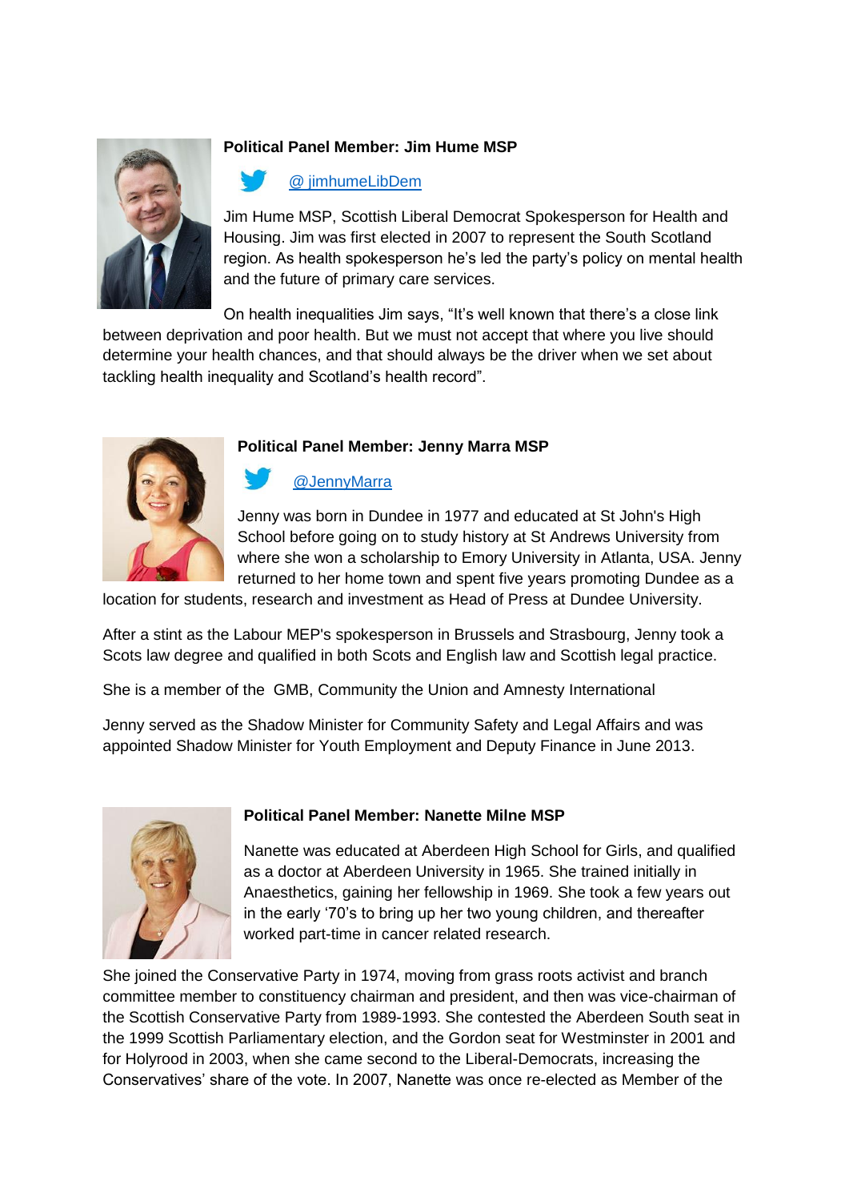**Political Panel Member: Jim Hume MSP**

@ jimhumeLibDem

Jim Hume MSP, Scottish Liberal Democrat Spokesperson for Health and Housing. Jim was first elected in 2007 to represent the South Scotland region. As health spokesperson he's led the party's policy on mental health and the future of primary care services.

On health inequalities Jim says, "It's well known that there's a close link between deprivation and poor health. But we must not accept that where you live should determine your health chances, and that should always be the driver when we set about tackling health inequality and Scotland's health record".

**Political Panel Member: Jenny Marra MSP**

@JennyMarra

Jenny was born in Dundee in 1977 and educated at St John's High School before going on to study history at St Andrews University from where she won a scholarship to Emory University in Atlanta, USA. Jenny returned to her home town and spent five years promoting Dundee as a location for students, research and investment as Head of Press at Dundee University.

After a stint as the Labour MEP's spokesperson in Brussels and Strasbourg, Jenny took a Scots law degree and qualified in both Scots and English law and Scottish legal practice.

She is a member of the GMB, Community the Union and Amnesty International

Jenny served as the Shadow Minister for Community Safety and Legal Affairs and was appointed Shadow Minister for Youth Employment and Deputy Finance in June 2013.

**Political Panel Member: Nanette Milne MSP**

Nanette was educated at Aberdeen High School for Girls, and qualified as a doctor at Aberdeen University in 1965. She trained initially in Anaesthetics, gaining her fellowship in 1969. She took a few years out in the early '70's to bring up her two young children, and thereafter worked part-time in cancer related research.

She joined the Conservative Party in 1974, moving from grass roots activist and branch committee member to constituency chairman and president, and then was vice-chairman of the Scottish Conservative Party from 1989-1993. She contested the Aberdeen South seat in the 1999 Scottish Parliamentary election, and the Gordon seat for Westminster in 2001 and for Holyrood in 2003, when she came second to the Liberal-Democrats, increasing the Conservatives' share of the vote. In 2007, Nanette was once re-elected as Member of the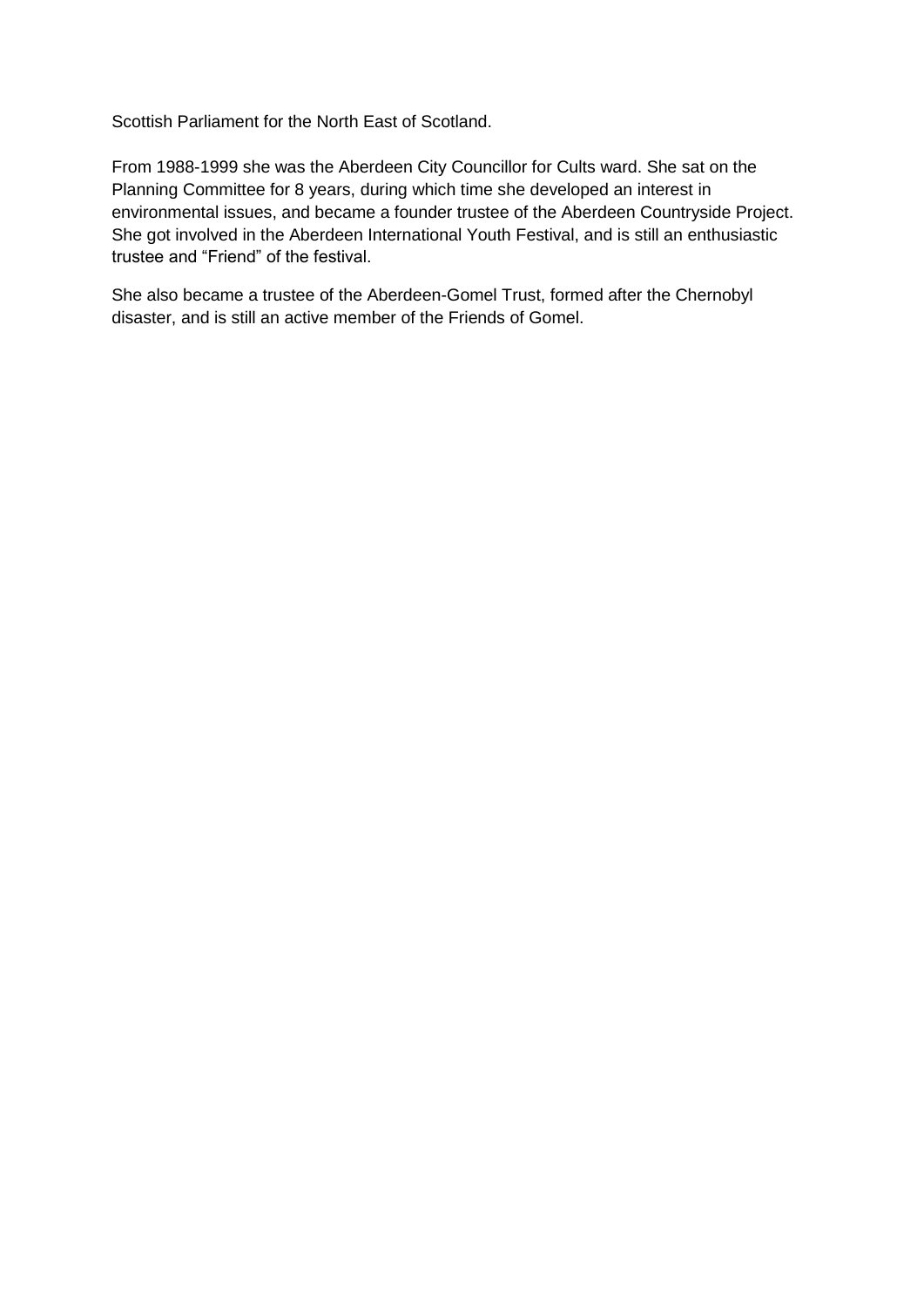Scottish Parliament for the North East of Scotland.

From 1988-1999 she was the Aberdeen City Councillor for Cults ward. She sat on the Planning Committee for 8 years, during which time she developed an interest in environmental issues, and became a founder trustee of the Aberdeen Countryside Project. She got involved in the Aberdeen International Youth Festival, and is still an enthusiastic trustee and “Friend” of the festival.

She also became a trustee of the Aberdeen-Gomel Trust, formed after the Chernobyl disaster, and is still an active member of the Friends of Gomel.